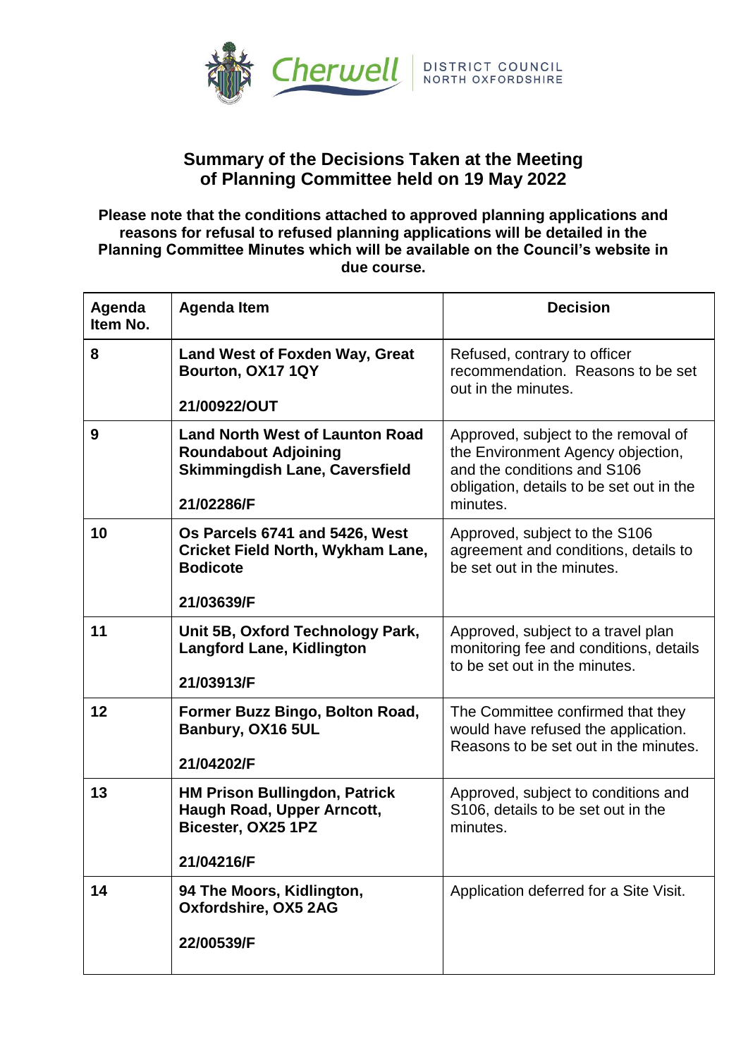# Summary of the Decisions Taken at the Meeting of Planning Committee held on 19 May 2022

**Please note that the conditions attached to approved planning applications and reasons for refusal to refused planning applications will be detailed in the Planning Committee Minutes which will be available on the Council's website in due course.**

| Agenda Item No. | Agenda Item | Decision |
|---|---|---|
| **8** | **Land West of Foxden Way, Great Bourton, OX17 1QY**<br><br>**21/00922/OUT** | Refused, contrary to officer recommendation. Reasons to be set out in the minutes. |
| **9** | **Land North West of Launton Road Roundabout Adjoining Skimmingdish Lane, Caversfield**<br><br>**21/02286/F** | Approved, subject to the removal of the Environment Agency objection, and the conditions and S106 obligation, details to be set out in the minutes. |
| **10** | **Os Parcels 6741 and 5426, West Cricket Field North, Wykham Lane, Bodicote**<br><br>**21/03639/F** | Approved, subject to the S106 agreement and conditions, details to be set out in the minutes. |
| **11** | **Unit 5B, Oxford Technology Park, Langford Lane, Kidlington**<br><br>**21/03913/F** | Approved, subject to a travel plan monitoring fee and conditions, details to be set out in the minutes. |
| **12** | **Former Buzz Bingo, Bolton Road, Banbury, OX16 5UL**<br><br>**21/04202/F** | The Committee confirmed that they would have refused the application. Reasons to be set out in the minutes. |
| **13** | **HM Prison Bullingdon, Patrick Haugh Road, Upper Arncott, Bicester, OX25 1PZ**<br><br>**21/04216/F** | Approved, subject to conditions and S106, details to be set out in the minutes. |
| **14** | **94 The Moors, Kidlington, Oxfordshire, OX5 2AG**<br><br>**22/00539/F** | Application deferred for a Site Visit. |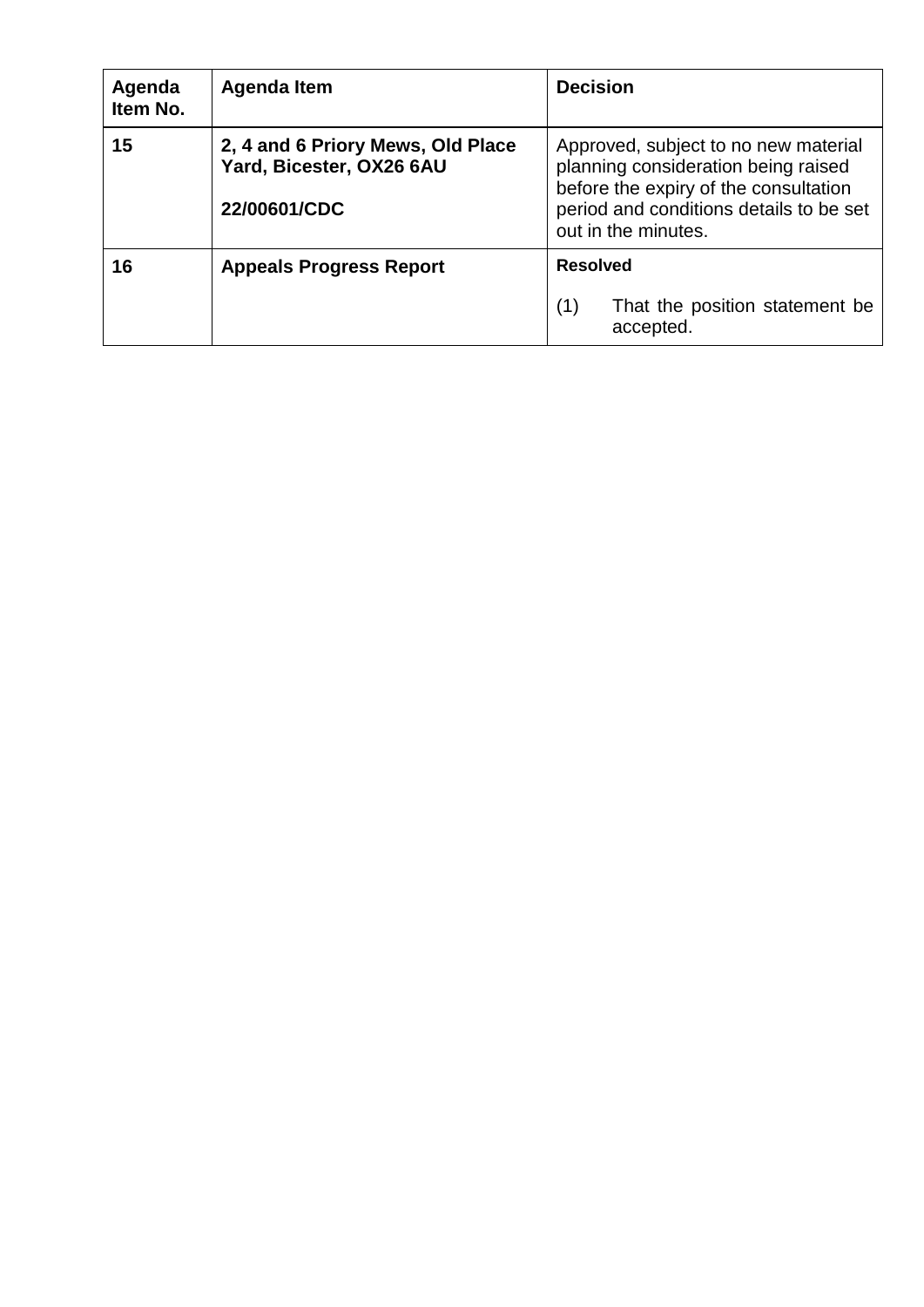| Agenda Item No. | Agenda Item | Decision |
|---|---|---|
| **15** | **2, 4 and 6 Priory Mews, Old Place Yard, Bicester, OX26 6AU**<br><br>**22/00601/CDC** | Approved, subject to no new material planning consideration being raised before the expiry of the consultation period and conditions details to be set out in the minutes. |
| **16** | **Appeals Progress Report** | **Resolved**<br><br>(1) That the position statement be accepted. |